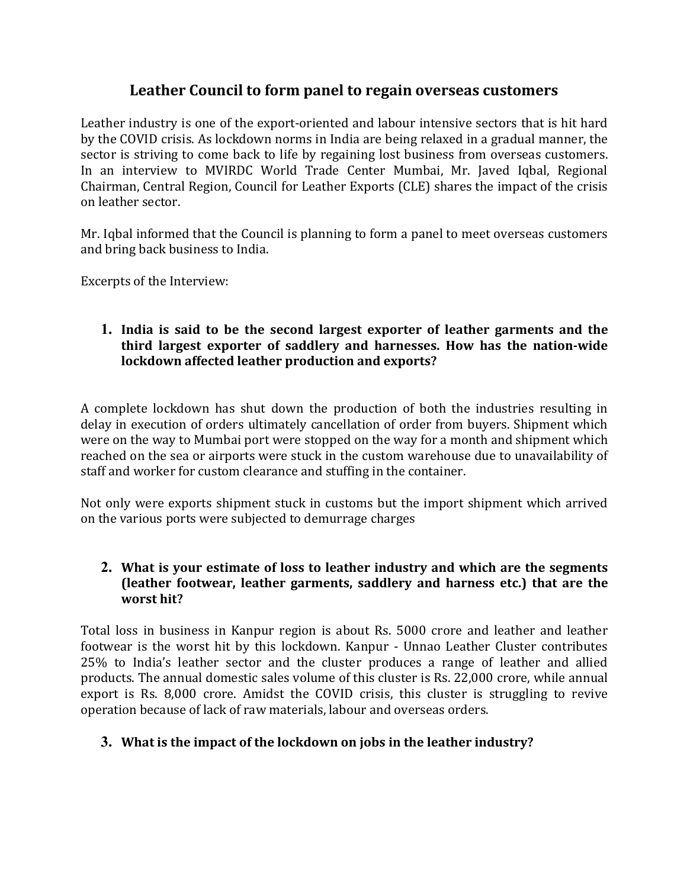# Leather Council to form panel to regain overseas customers

Leather industry is one of the export-oriented and labour intensive sectors that is hit hard by the COVID crisis. As lockdown norms in India are being relaxed in a gradual manner, the sector is striving to come back to life by regaining lost business from overseas customers. In an interview to MVIRDC World Trade Center Mumbai, Mr. Javed Iqbal, Regional Chairman, Central Region, Council for Leather Exports (CLE) shares the impact of the crisis on leather sector.

Mr. Iqbal informed that the Council is planning to form a panel to meet overseas customers and bring back business to India.

Excerpts of the Interview:

1. **India is said to be the second largest exporter of leather garments and the third largest exporter of saddlery and harnesses. How has the nation-wide lockdown affected leather production and exports?**

A complete lockdown has shut down the production of both the industries resulting in delay in execution of orders ultimately cancellation of order from buyers. Shipment which were on the way to Mumbai port were stopped on the way for a month and shipment which reached on the sea or airports were stuck in the custom warehouse due to unavailability of staff and worker for custom clearance and stuffing in the container.

Not only were exports shipment stuck in customs but the import shipment which arrived on the various ports were subjected to demurrage charges

2. **What is your estimate of loss to leather industry and which are the segments (leather footwear, leather garments, saddlery and harness etc.) that are the worst hit?**

Total loss in business in Kanpur region is about Rs. 5000 crore and leather and leather footwear is the worst hit by this lockdown. Kanpur - Unnao Leather Cluster contributes 25% to India's leather sector and the cluster produces a range of leather and allied products. The annual domestic sales volume of this cluster is Rs. 22,000 crore, while annual export is Rs. 8,000 crore. Amidst the COVID crisis, this cluster is struggling to revive operation because of lack of raw materials, labour and overseas orders.

3. **What is the impact of the lockdown on jobs in the leather industry?**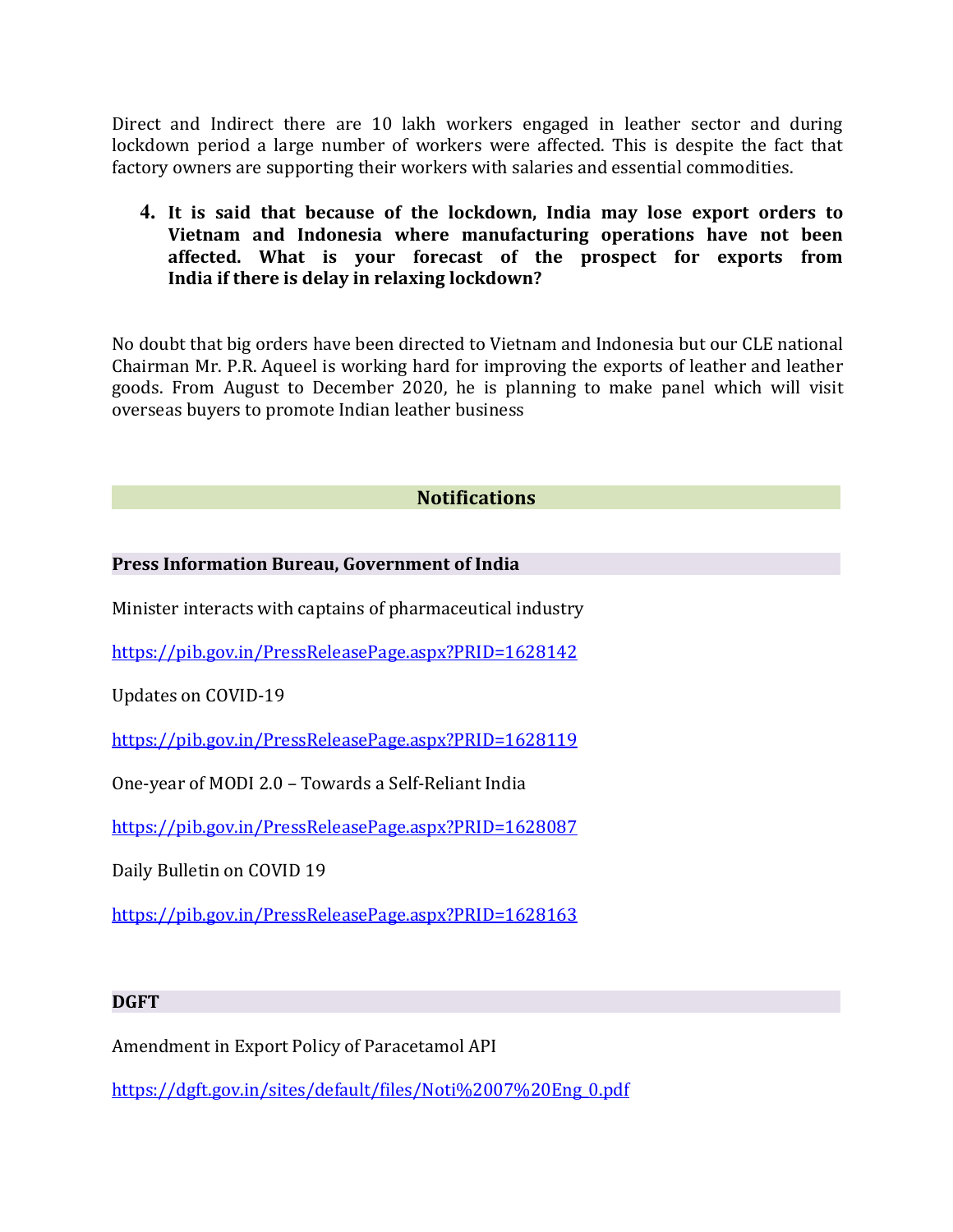Direct and Indirect there are 10 lakh workers engaged in leather sector and during lockdown period a large number of workers were affected. This is despite the fact that factory owners are supporting their workers with salaries and essential commodities.

4. **It is said that because of the lockdown, India may lose export orders to Vietnam and Indonesia where manufacturing operations have not been affected. What is your forecast of the prospect for exports from India if there is delay in relaxing lockdown?**

No doubt that big orders have been directed to Vietnam and Indonesia but our CLE national Chairman Mr. P.R. Aqueel is working hard for improving the exports of leather and leather goods. From August to December 2020, he is planning to make panel which will visit overseas buyers to promote Indian leather business

## Notifications

### Press Information Bureau, Government of India

Minister interacts with captains of pharmaceutical industry

https://pib.gov.in/PressReleasePage.aspx?PRID=1628142

Updates on COVID-19

https://pib.gov.in/PressReleasePage.aspx?PRID=1628119

One-year of MODI 2.0 – Towards a Self-Reliant India

https://pib.gov.in/PressReleasePage.aspx?PRID=1628087

Daily Bulletin on COVID 19

https://pib.gov.in/PressReleasePage.aspx?PRID=1628163

### DGFT

Amendment in Export Policy of Paracetamol API

https://dgft.gov.in/sites/default/files/Noti%2007%20Eng_0.pdf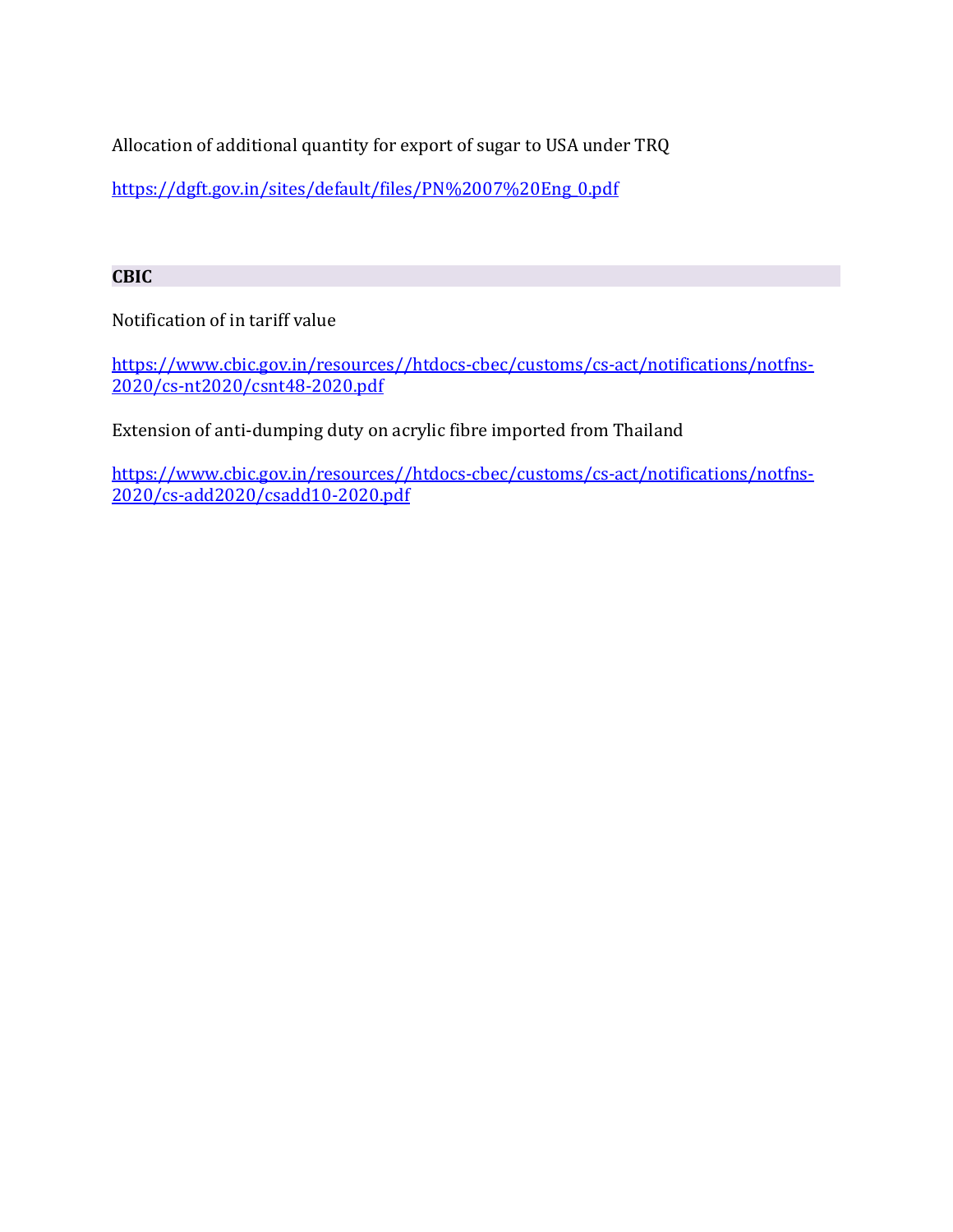Allocation of additional quantity for export of sugar to USA under TRQ

https://dgft.gov.in/sites/default/files/PN%2007%20Eng_0.pdf

## CBIC

Notification of in tariff value

https://www.cbic.gov.in/resources//htdocs-cbec/customs/cs-act/notifications/notfns-2020/cs-nt2020/csnt48-2020.pdf

Extension of anti-dumping duty on acrylic fibre imported from Thailand

https://www.cbic.gov.in/resources//htdocs-cbec/customs/cs-act/notifications/notfns-2020/cs-add2020/csadd10-2020.pdf